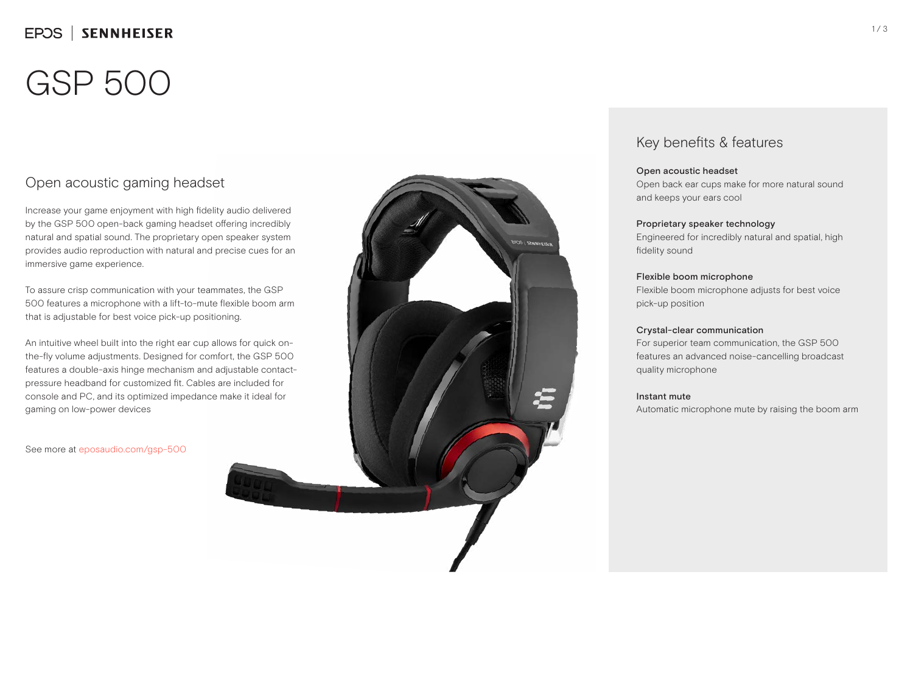# GSP 500

## Open acoustic gaming headset

Increase your game enjoyment with high fidelity audio delivered by the GSP 500 open-back gaming headset offering incredibly natural and spatial sound. The proprietary open speaker system provides audio reproduction with natural and precise cues for an immersive game experience.

To assure crisp communication with your teammates, the GSP 500 features a microphone with a lift-to-mute flexible boom arm that is adjustable for best voice pick-up positioning.

An intuitive wheel built into the right ear cup allows for quick on-the-fly volume adjustments. Designed for comfort, the GSP 500 features a double-axis hinge mechanism and adjustable contact-pressure headband for customized fit. Cables are included for console and PC, and its optimized impedance make it ideal for gaming on low-power devices

See more at eposaudio.com/gsp-500

## Key benefits & features

**Open acoustic headset**
Open back ear cups make for more natural sound and keeps your ears cool

**Proprietary speaker technology**
Engineered for incredibly natural and spatial, high fidelity sound

**Flexible boom microphone**
Flexible boom microphone adjusts for best voice pick-up position

**Crystal-clear communication**
For superior team communication, the GSP 500 features an advanced noise-cancelling broadcast quality microphone

**Instant mute**
Automatic microphone mute by raising the boom arm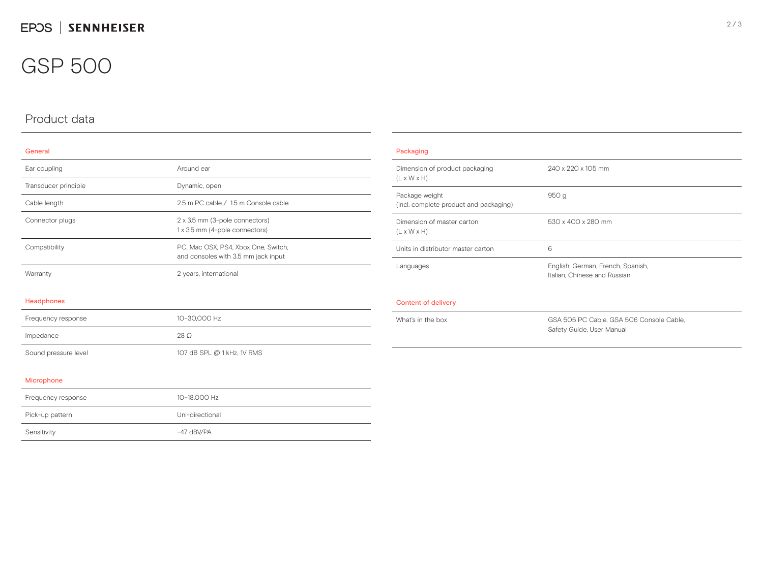# GSP 500

## Product data

### General

| | |
|---|---|
| Ear coupling | Around ear |
| Transducer principle | Dynamic, open |
| Cable length | 2.5 m PC cable / 1.5 m Console cable |
| Connector plugs | 2 x 3.5 mm (3-pole connectors)<br>1 x 3.5 mm (4-pole connectors) |
| Compatibility | PC, Mac OSX, PS4, Xbox One, Switch, and consoles with 3.5 mm jack input |
| Warranty | 2 years, international |

### Headphones

| | |
|---|---|
| Frequency response | 10–30,000 Hz |
| Impedance | 28 Ω |
| Sound pressure level | 107 dB SPL @ 1 kHz, 1V RMS |

### Microphone

| | |
|---|---|
| Frequency response | 10–18,000 Hz |
| Pick-up pattern | Uni-directional |
| Sensitivity | -47 dBV/PA |

### Packaging

| | |
|---|---|
| Dimension of product packaging (L x W x H) | 240 x 220 x 105 mm |
| Package weight (incl. complete product and packaging) | 950 g |
| Dimension of master carton (L x W x H) | 530 x 400 x 280 mm |
| Units in distributor master carton | 6 |
| Languages | English, German, French, Spanish, Italian, Chinese and Russian |

### Content of delivery

| | |
|---|---|
| What's in the box | GSA 505 PC Cable, GSA 506 Console Cable, Safety Guide, User Manual |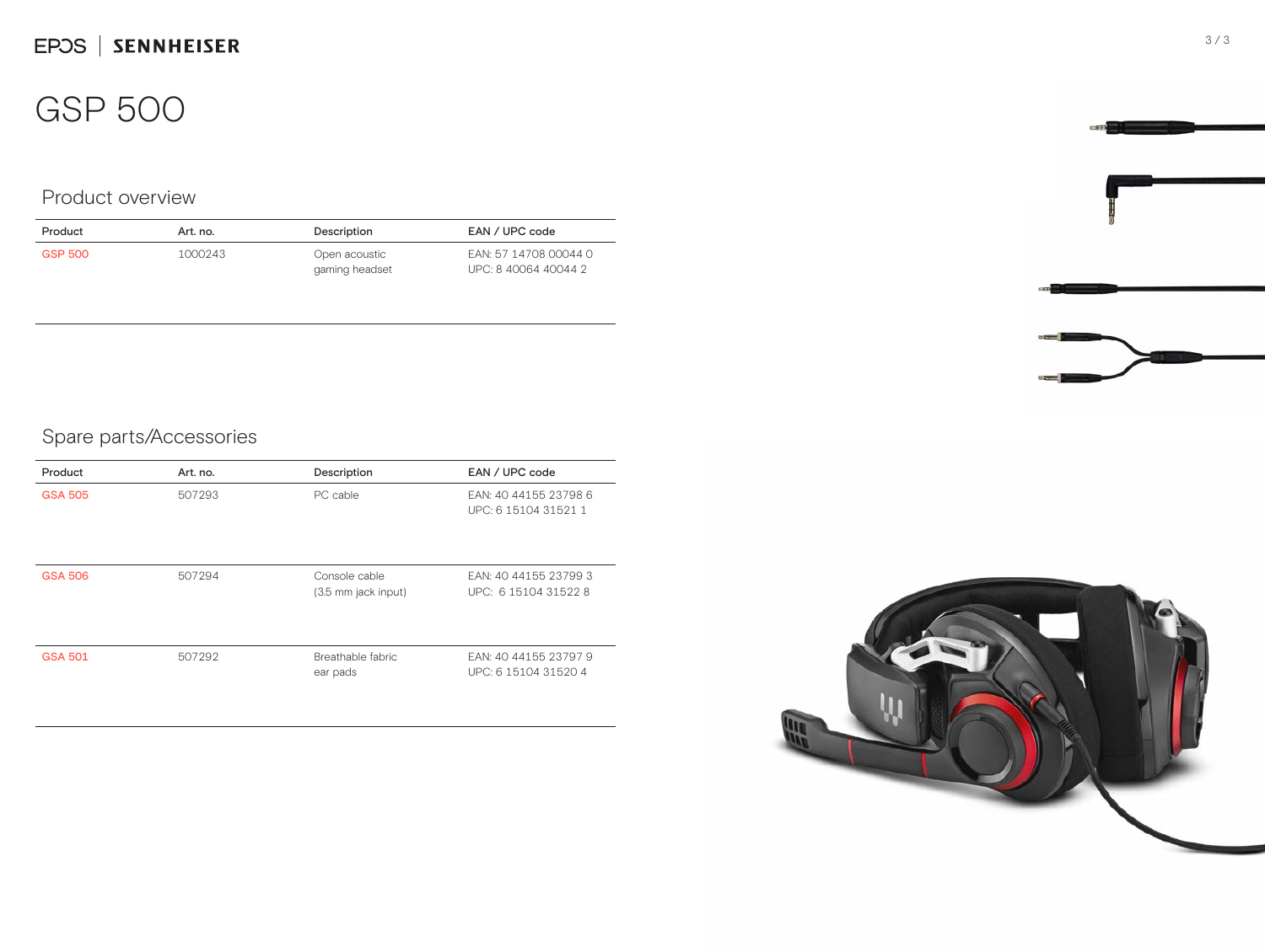# GSP 500

## Product overview

| Product | Art. no. | Description | EAN / UPC code |
|---|---|---|---|
| GSP 500 | 1000243 | Open acoustic gaming headset | EAN: 57 14708 00044 0<br>UPC: 8 40064 40044 2 |

## Spare parts/Accessories

| Product | Art. no. | Description | EAN / UPC code |
|---|---|---|---|
| GSA 505 | 507293 | PC cable | EAN: 40 44155 23798 6<br>UPC: 6 15104 31521 1 |
| GSA 506 | 507294 | Console cable (3.5 mm jack input) | EAN: 40 44155 23799 3<br>UPC: 6 15104 31522 8 |
| GSA 501 | 507292 | Breathable fabric ear pads | EAN: 40 44155 23797 9<br>UPC: 6 15104 31520 4 |